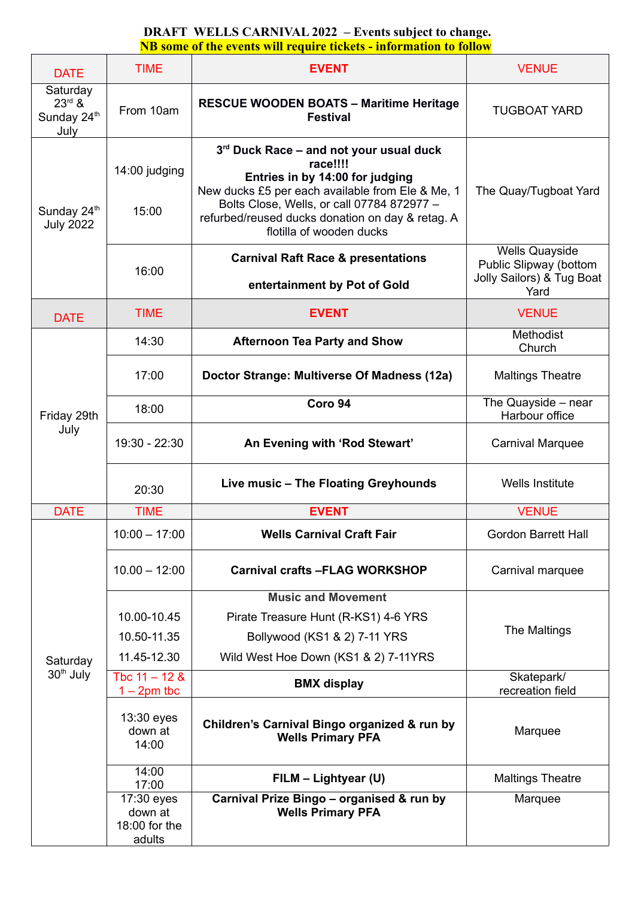**DRAFT WELLS CARNIVAL 2022 – Events subject to change.**
**NB some of the events will require tickets - information to follow**

| DATE | TIME | EVENT | VENUE |
|---|---|---|---|
| Saturday 23rd & Sunday 24th July | From 10am | **RESCUE WOODEN BOATS – Maritime Heritage Festival** | TUGBOAT YARD |
| Sunday 24th July 2022 | 14:00 judging<br>15:00 | **3rd Duck Race – and not your usual duck race!!!!**<br>**Entries in by 14:00 for judging**<br>New ducks £5 per each available from Ele & Me, 1 Bolts Close, Wells, or call 07784 872977 – refurbed/reused ducks donation on day & retag. A flotilla of wooden ducks | The Quay/Tugboat Yard |
| | 16:00 | **Carnival Raft Race & presentations**<br>**entertainment by Pot of Gold** | Wells Quayside Public Slipway (bottom Jolly Sailors) & Tug Boat Yard |
| DATE | TIME | EVENT | VENUE |
| Friday 29th July | 14:30 | **Afternoon Tea Party and Show** | Methodist Church |
| | 17:00 | **Doctor Strange: Multiverse Of Madness (12a)** | Maltings Theatre |
| | 18:00 | **Coro 94** | The Quayside – near Harbour office |
| | 19:30 - 22:30 | **An Evening with 'Rod Stewart'** | Carnival Marquee |
| | 20:30 | **Live music – The Floating Greyhounds** | Wells Institute |
| DATE | TIME | EVENT | VENUE |
| Saturday 30th July | 10:00 – 17:00 | **Wells Carnival Craft Fair** | Gordon Barrett Hall |
| | 10.00 – 12:00 | **Carnival crafts –FLAG WORKSHOP** | Carnival marquee |
| | 10.00-10.45<br>10.50-11.35<br>11.45-12.30 | **Music and Movement**<br>Pirate Treasure Hunt (R-KS1) 4-6 YRS<br>Bollywood (KS1 & 2) 7-11 YRS<br>Wild West Hoe Down (KS1 & 2) 7-11YRS | The Maltings |
| | Tbc 11 – 12 & 1 – 2pm tbc | **BMX display** | Skatepark/ recreation field |
| | 13:30 eyes down at 14:00 | **Children's Carnival Bingo organized & run by Wells Primary PFA** | Marquee |
| | 14:00<br>17:00 | **FILM – Lightyear (U)** | Maltings Theatre |
| | 17:30 eyes down at 18:00 for the adults | **Carnival Prize Bingo – organised & run by Wells Primary PFA** | Marquee |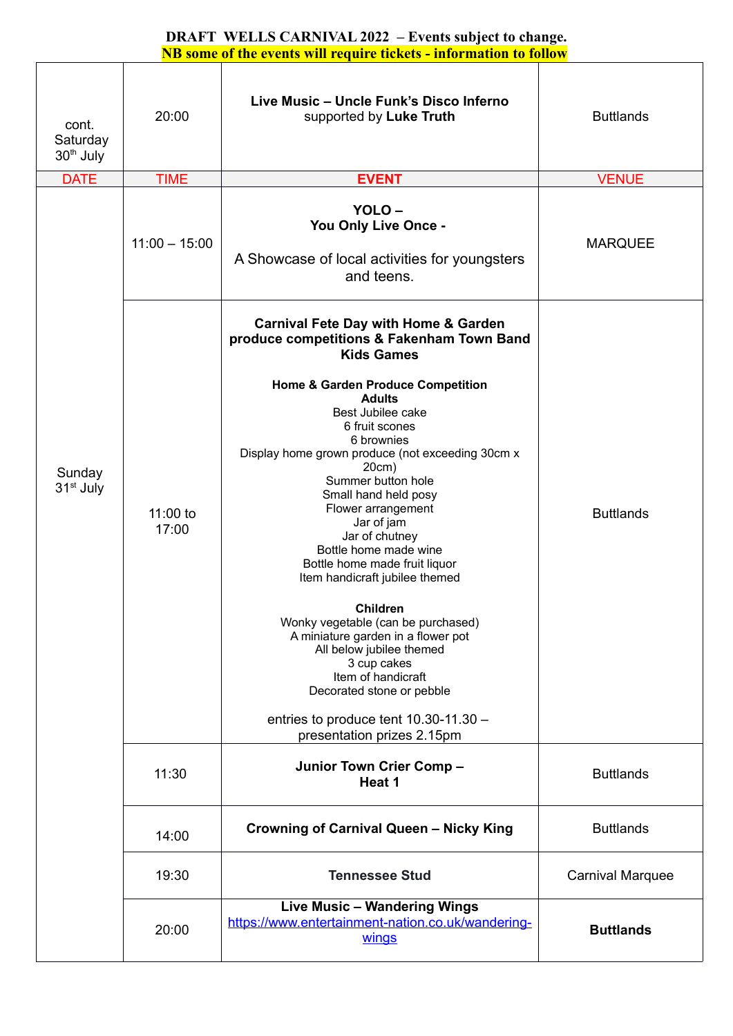**DRAFT WELLS CARNIVAL 2022 – Events subject to change.**
**NB some of the events will require tickets - information to follow**

| | | | |
|---|---|---|---|
| cont. Saturday 30th July | 20:00 | **Live Music – Uncle Funk's Disco Inferno** supported by **Luke Truth** | Buttlands |
| DATE | TIME | **EVENT** | VENUE |
| Sunday 31st July | 11:00 – 15:00 | **YOLO – You Only Live Once -** A Showcase of local activities for youngsters and teens. | MARQUEE |
| | 11:00 to 17:00 | **Carnival Fete Day with Home & Garden produce competitions & Fakenham Town Band Kids Games**<br><br>**Home & Garden Produce Competition**<br>**Adults**<br>Best Jubilee cake<br>6 fruit scones<br>6 brownies<br>Display home grown produce (not exceeding 30cm x 20cm)<br>Summer button hole<br>Small hand held posy<br>Flower arrangement<br>Jar of jam<br>Jar of chutney<br>Bottle home made wine<br>Bottle home made fruit liquor<br>Item handicraft jubilee themed<br><br>**Children**<br>Wonky vegetable (can be purchased)<br>A miniature garden in a flower pot<br>All below jubilee themed<br>3 cup cakes<br>Item of handicraft<br>Decorated stone or pebble<br><br>entries to produce tent 10.30-11.30 – presentation prizes 2.15pm | Buttlands |
| | 11:30 | **Junior Town Crier Comp – Heat 1** | Buttlands |
| | 14:00 | **Crowning of Carnival Queen – Nicky King** | Buttlands |
| | 19:30 | **Tennessee Stud** | Carnival Marquee |
| | 20:00 | **Live Music – Wandering Wings** [https://www.entertainment-nation.co.uk/wandering-wings](https://www.entertainment-nation.co.uk/wandering-wings) | **Buttlands** |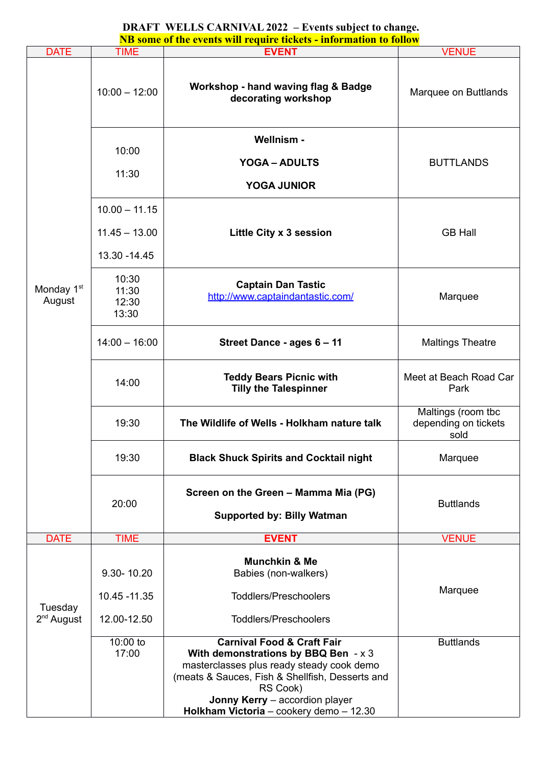**DRAFT WELLS CARNIVAL 2022 – Events subject to change.**

**NB some of the events will require tickets - information to follow**

| DATE | TIME | EVENT | VENUE |
|---|---|---|---|
| Monday 1st August | 10:00 – 12:00 | **Workshop - hand waving flag & Badge decorating workshop** | Marquee on Buttlands |
| | 10:00<br><br>11:30 | **Wellnism -**<br><br>**YOGA – ADULTS**<br><br>**YOGA JUNIOR** | BUTTLANDS |
| | 10.00 – 11.15<br><br>11.45 – 13.00<br><br>13.30 -14.45 | **Little City x 3 session** | GB Hall |
| | 10:30<br>11:30<br>12:30<br>13:30 | **Captain Dan Tastic**<br>http://www.captaindantastic.com/ | Marquee |
| | 14:00 – 16:00 | **Street Dance - ages 6 – 11** | Maltings Theatre |
| | 14:00 | **Teddy Bears Picnic with Tilly the Talespinner** | Meet at Beach Road Car Park |
| | 19:30 | **The Wildlife of Wells - Holkham nature talk** | Maltings (room tbc depending on tickets sold |
| | 19:30 | **Black Shuck Spirits and Cocktail night** | Marquee |
| | 20:00 | **Screen on the Green – Mamma Mia (PG)**<br><br>**Supported by: Billy Watman** | Buttlands |
| DATE | TIME | EVENT | VENUE |
| Tuesday 2nd August | 9.30- 10.20<br><br>10.45 -11.35<br><br>12.00-12.50 | **Munchkin & Me**<br>Babies (non-walkers)<br><br>Toddlers/Preschoolers<br><br>Toddlers/Preschoolers | Marquee |
| | 10:00 to 17:00 | **Carnival Food & Craft Fair**<br>**With demonstrations by BBQ Ben** - x 3 masterclasses plus ready steady cook demo (meats & Sauces, Fish & Shellfish, Desserts and RS Cook)<br>**Jonny Kerry** – accordion player<br>**Holkham Victoria** – cookery demo – 12.30 | Buttlands |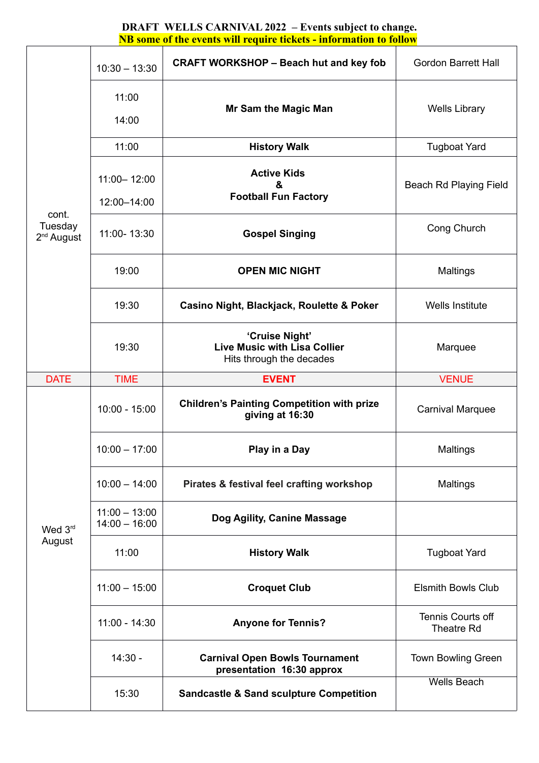**DRAFT WELLS CARNIVAL 2022 – Events subject to change.**
**NB some of the events will require tickets - information to follow**

| | | | |
|---|---|---|---|
| cont. Tuesday 2[nd] August | 10:30 – 13:30 | **CRAFT WORKSHOP – Beach hut and key fob** | Gordon Barrett Hall |
| | 11:00<br>14:00 | **Mr Sam the Magic Man** | Wells Library |
| | 11:00 | **History Walk** | Tugboat Yard |
| | 11:00– 12:00<br>12:00–14:00 | **Active Kids & Football Fun Factory** | Beach Rd Playing Field |
| | 11:00- 13:30 | **Gospel Singing** | Cong Church |
| | 19:00 | **OPEN MIC NIGHT** | Maltings |
| | 19:30 | **Casino Night, Blackjack, Roulette & Poker** | Wells Institute |
| | 19:30 | **'Cruise Night'**<br>**Live Music with Lisa Collier**<br>Hits through the decades | Marquee |
| DATE | TIME | **EVENT** | VENUE |
| Wed 3[rd] August | 10:00 - 15:00 | **Children's Painting Competition with prize giving at 16:30** | Carnival Marquee |
| | 10:00 – 17:00 | **Play in a Day** | Maltings |
| | 10:00 – 14:00 | **Pirates & festival feel crafting workshop** | Maltings |
| | 11:00 – 13:00<br>14:00 – 16:00 | **Dog Agility, Canine Massage** | |
| | 11:00 | **History Walk** | Tugboat Yard |
| | 11:00 – 15:00 | **Croquet Club** | Elsmith Bowls Club |
| | 11:00 - 14:30 | **Anyone for Tennis?** | Tennis Courts off Theatre Rd |
| | 14:30 - | **Carnival Open Bowls Tournament presentation 16:30 approx** | Town Bowling Green |
| | 15:30 | **Sandcastle & Sand sculpture Competition** | Wells Beach |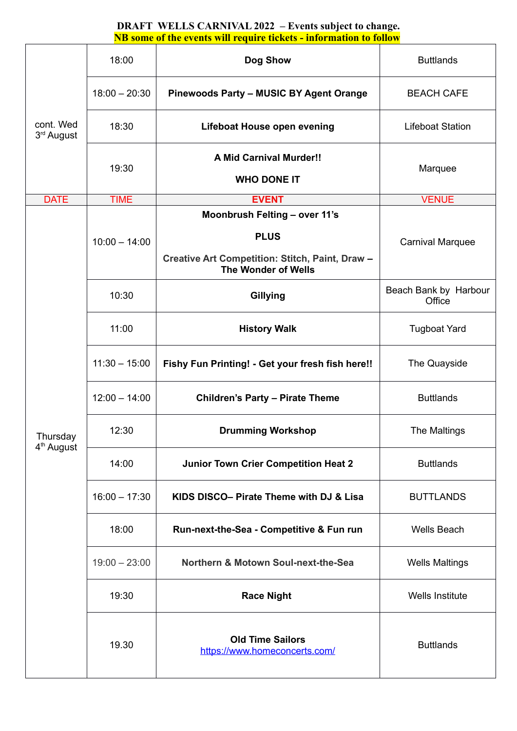**DRAFT WELLS CARNIVAL 2022 – Events subject to change.**
**NB some of the events will require tickets - information to follow**

| | | | |
|---|---|---|---|
| cont. Wed 3rd August | 18:00 | **Dog Show** | Buttlands |
| | 18:00 – 20:30 | **Pinewoods Party – MUSIC BY Agent Orange** | BEACH CAFE |
| | 18:30 | **Lifeboat House open evening** | Lifeboat Station |
| | 19:30 | **A Mid Carnival Murder!!** **WHO DONE IT** | Marquee |
| DATE | TIME | EVENT | VENUE |
| Thursday 4th August | 10:00 – 14:00 | **Moonbrush Felting – over 11's** **PLUS** **Creative Art Competition: Stitch, Paint, Draw – The Wonder of Wells** | Carnival Marquee |
| | 10:30 | **Gillying** | Beach Bank by Harbour Office |
| | 11:00 | **History Walk** | Tugboat Yard |
| | 11:30 – 15:00 | **Fishy Fun Printing! - Get your fresh fish here!!** | The Quayside |
| | 12:00 – 14:00 | **Children's Party – Pirate Theme** | Buttlands |
| | 12:30 | **Drumming Workshop** | The Maltings |
| | 14:00 | **Junior Town Crier Competition Heat 2** | Buttlands |
| | 16:00 – 17:30 | **KIDS DISCO– Pirate Theme with DJ & Lisa** | BUTTLANDS |
| | 18:00 | **Run-next-the-Sea - Competitive & Fun run** | Wells Beach |
| | 19:00 – 23:00 | **Northern & Motown Soul-next-the-Sea** | Wells Maltings |
| | 19:30 | **Race Night** | Wells Institute |
| | 19.30 | **Old Time Sailors** https://www.homeconcerts.com/ | Buttlands |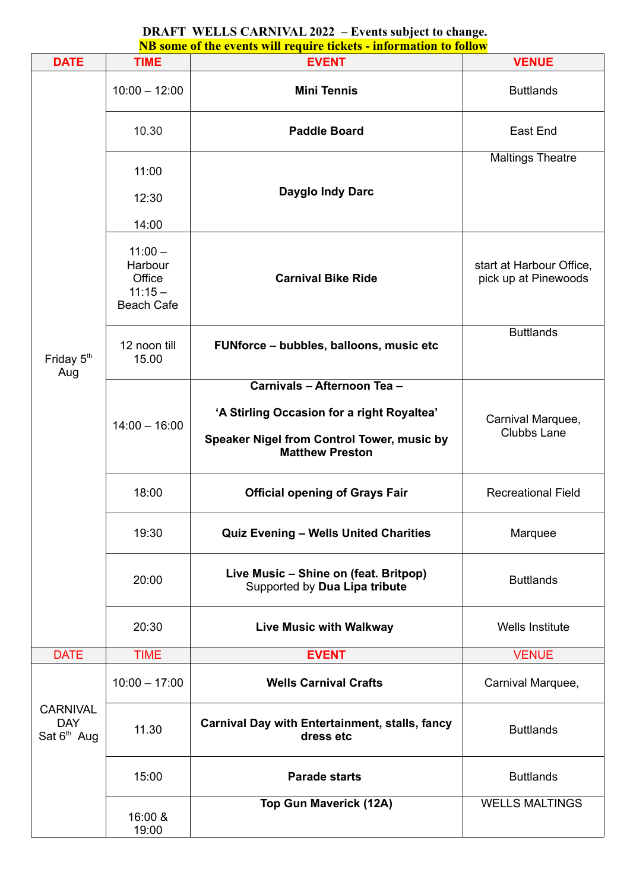**DRAFT WELLS CARNIVAL 2022 – Events subject to change.**
**NB some of the events will require tickets - information to follow**

| DATE | TIME | EVENT | VENUE |
|---|---|---|---|
| Friday 5th Aug | 10:00 – 12:00 | **Mini Tennis** | Buttlands |
| | 10.30 | **Paddle Board** | East End |
| | 11:00<br>12:30<br>14:00 | **Dayglo Indy Darc** | Maltings Theatre |
| | 11:00 – Harbour Office<br>11:15 – Beach Cafe | **Carnival Bike Ride** | start at Harbour Office, pick up at Pinewoods |
| | 12 noon till 15.00 | **FUNforce – bubbles, balloons, music etc** | Buttlands |
| | 14:00 – 16:00 | **Carnivals – Afternoon Tea –**<br>**'A Stirling Occasion for a right Royaltea'**<br>**Speaker Nigel from Control Tower, music by Matthew Preston** | Carnival Marquee, Clubbs Lane |
| | 18:00 | **Official opening of Grays Fair** | Recreational Field |
| | 19:30 | **Quiz Evening – Wells United Charities** | Marquee |
| | 20:00 | **Live Music – Shine on (feat. Britpop)**<br>Supported by **Dua Lipa tribute** | Buttlands |
| | 20:30 | **Live Music with Walkway** | Wells Institute |
| DATE | TIME | EVENT | VENUE |
| CARNIVAL DAY Sat 6th Aug | 10:00 – 17:00 | **Wells Carnival Crafts** | Carnival Marquee, |
| | 11.30 | **Carnival Day with Entertainment, stalls, fancy dress etc** | Buttlands |
| | 15:00 | **Parade starts** | Buttlands |
| | 16:00 & 19:00 | **Top Gun Maverick (12A)** | WELLS MALTINGS |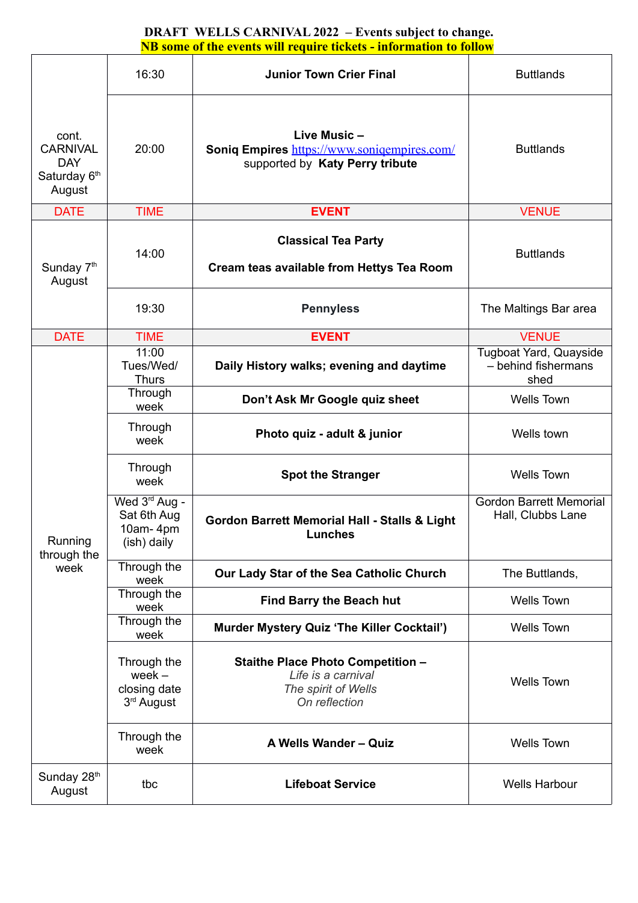**DRAFT WELLS CARNIVAL 2022 – Events subject to change.**
**NB some of the events will require tickets - information to follow**

| | | | |
|---|---|---|---|
| cont. CARNIVAL DAY Saturday 6th August | 16:30 | **Junior Town Crier Final** | Buttlands |
| | 20:00 | **Live Music – Soniq Empires** https://www.soniqempires.com/ supported by **Katy Perry tribute** | Buttlands |
| DATE | TIME | EVENT | VENUE |
| Sunday 7th August | 14:00 | **Classical Tea Party** **Cream teas available from Hettys Tea Room** | Buttlands |
| | 19:30 | **Pennyless** | The Maltings Bar area |
| DATE | TIME | EVENT | VENUE |
| Running through the week | 11:00 Tues/Wed/ Thurs | **Daily History walks; evening and daytime** | Tugboat Yard, Quayside – behind fishermans shed |
| | Through week | **Don't Ask Mr Google quiz sheet** | Wells Town |
| | Through week | **Photo quiz - adult & junior** | Wells town |
| | Through week | **Spot the Stranger** | Wells Town |
| | Wed 3rd Aug - Sat 6th Aug 10am- 4pm (ish) daily | **Gordon Barrett Memorial Hall - Stalls & Light Lunches** | Gordon Barrett Memorial Hall, Clubbs Lane |
| | Through the week | **Our Lady Star of the Sea Catholic Church** | The Buttlands, |
| | Through the week | **Find Barry the Beach hut** | Wells Town |
| | Through the week | **Murder Mystery Quiz 'The Killer Cocktail')** | Wells Town |
| | Through the week – closing date 3rd August | **Staithe Place Photo Competition –** *Life is a carnival* *The spirit of Wells* *On reflection* | Wells Town |
| | Through the week | **A Wells Wander – Quiz** | Wells Town |
| Sunday 28th August | tbc | **Lifeboat Service** | Wells Harbour |